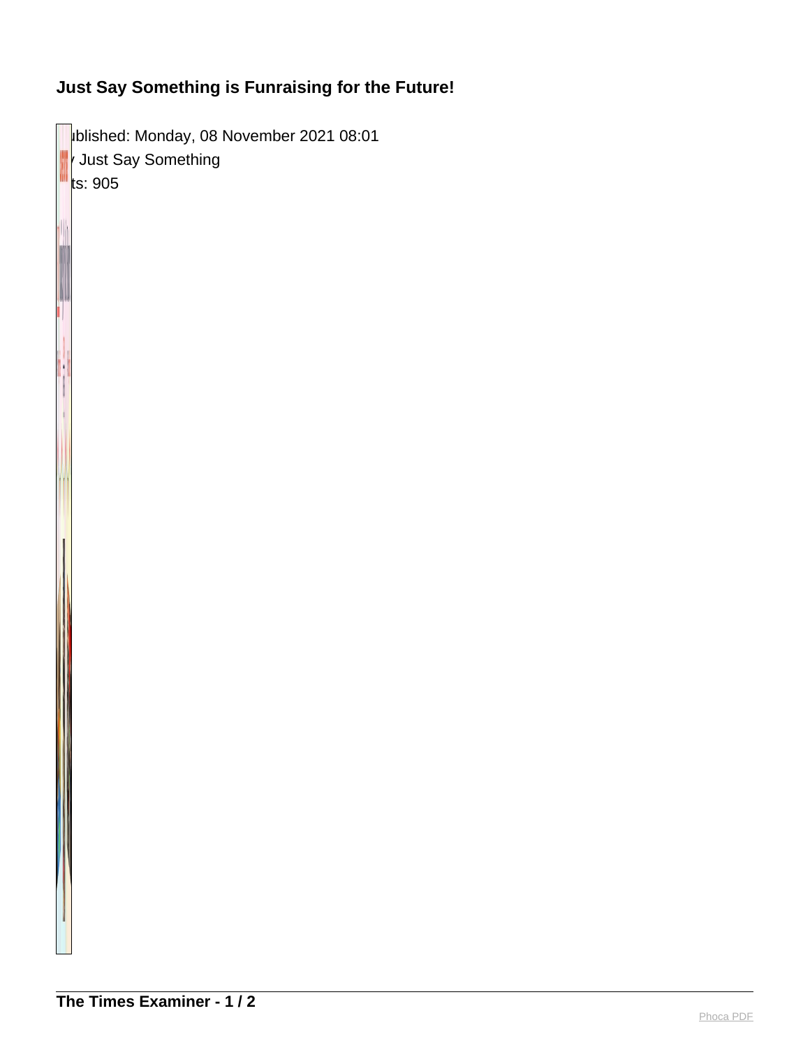# Just Say Something is Funraising for the Future!

ublished: Monday, 08 November 2021 08:01

Just Say Something

ts: 905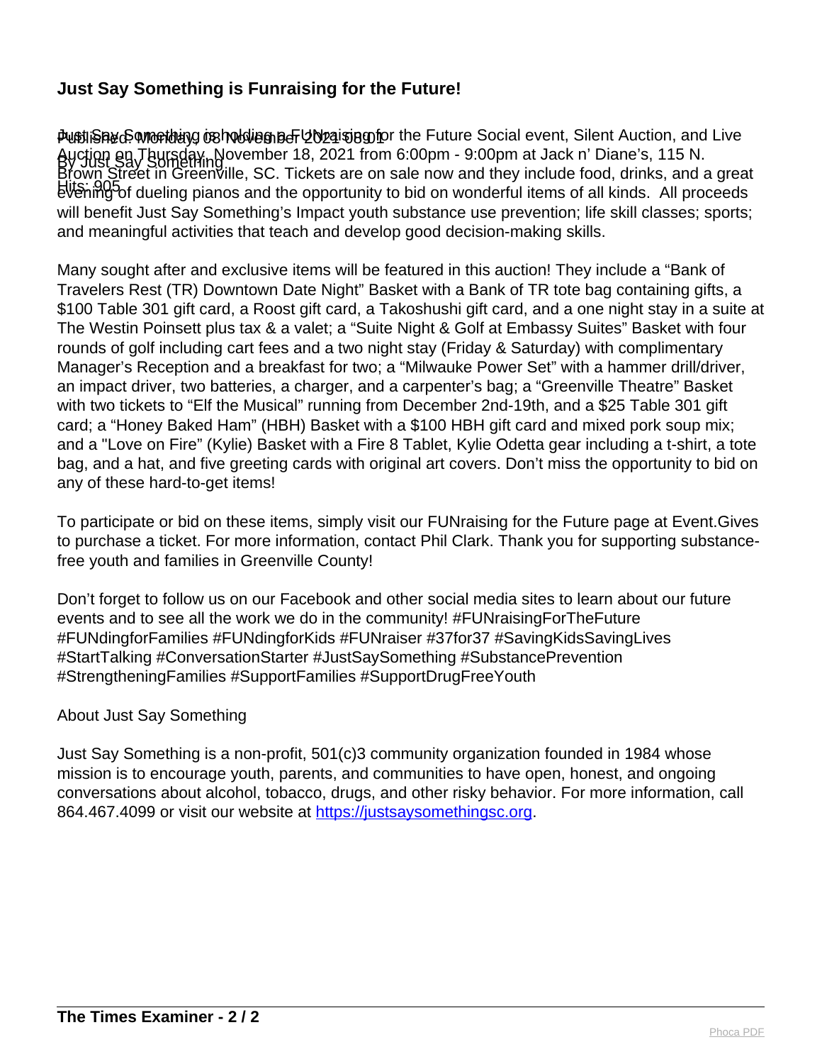## Just Say Something is Funraising for the Future!

Published: Monday, 08 November 2021 08:01
By Just Say Something
Hits: 905

Just Say Something is holding a FUNraising for the Future Social event, Silent Auction, and Live Auction on Thursday, November 18, 2021 from 6:00pm - 9:00pm at Jack n' Diane's, 115 N. Brown Street in Greenville, SC. Tickets are on sale now and they include food, drinks, and a great evening of dueling pianos and the opportunity to bid on wonderful items of all kinds. All proceeds will benefit Just Say Something's Impact youth substance use prevention; life skill classes; sports; and meaningful activities that teach and develop good decision-making skills.

Many sought after and exclusive items will be featured in this auction! They include a "Bank of Travelers Rest (TR) Downtown Date Night" Basket with a Bank of TR tote bag containing gifts, a $100 Table 301 gift card, a Roost gift card, a Takoshushi gift card, and a one night stay in a suite at The Westin Poinsett plus tax & a valet; a "Suite Night & Golf at Embassy Suites" Basket with four rounds of golf including cart fees and a two night stay (Friday & Saturday) with complimentary Manager's Reception and a breakfast for two; a "Milwauke Power Set" with a hammer drill/driver, an impact driver, two batteries, a charger, and a carpenter's bag; a "Greenville Theatre" Basket with two tickets to "Elf the Musical" running from December 2nd-19th, and a $25 Table 301 gift card; a "Honey Baked Ham" (HBH) Basket with a $100 HBH gift card and mixed pork soup mix; and a "Love on Fire" (Kylie) Basket with a Fire 8 Tablet, Kylie Odetta gear including a t-shirt, a tote bag, and a hat, and five greeting cards with original art covers. Don't miss the opportunity to bid on any of these hard-to-get items!

To participate or bid on these items, simply visit our FUNraising for the Future page at Event.Gives to purchase a ticket. For more information, contact Phil Clark. Thank you for supporting substance-free youth and families in Greenville County!

Don't forget to follow us on our Facebook and other social media sites to learn about our future events and to see all the work we do in the community! #FUNraisingForTheFuture #FUNdingforFamilies #FUNdingforKids #FUNraiser #37for37 #SavingKidsSavingLives #StartTalking #ConversationStarter #JustSaySomething #SubstancePrevention #StrengtheningFamilies #SupportFamilies #SupportDrugFreeYouth

About Just Say Something

Just Say Something is a non-profit, 501(c)3 community organization founded in 1984 whose mission is to encourage youth, parents, and communities to have open, honest, and ongoing conversations about alcohol, tobacco, drugs, and other risky behavior. For more information, call 864.467.4099 or visit our website at https://justsaysomethingsc.org.